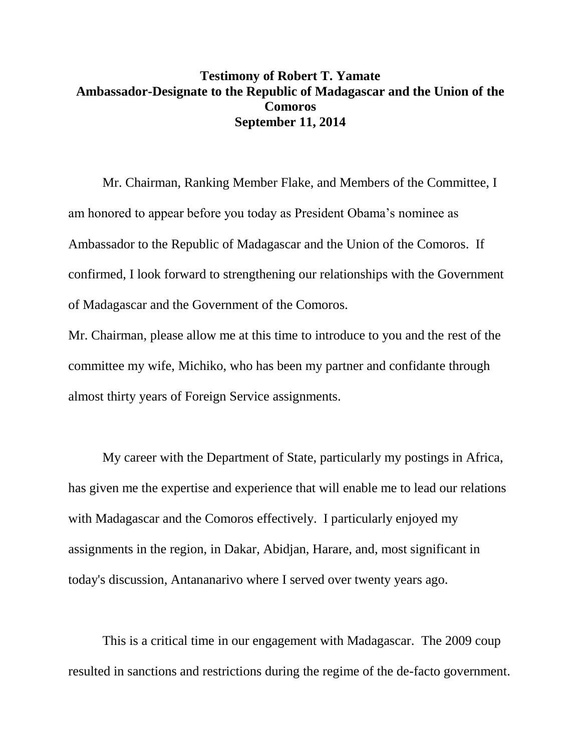**Testimony of Robert T. Yamate**
**Ambassador-Designate to the Republic of Madagascar and the Union of the Comoros**
**September 11, 2014**

Mr. Chairman, Ranking Member Flake, and Members of the Committee, I am honored to appear before you today as President Obama's nominee as Ambassador to the Republic of Madagascar and the Union of the Comoros. If confirmed, I look forward to strengthening our relationships with the Government of Madagascar and the Government of the Comoros.

Mr. Chairman, please allow me at this time to introduce to you and the rest of the committee my wife, Michiko, who has been my partner and confidante through almost thirty years of Foreign Service assignments.

My career with the Department of State, particularly my postings in Africa, has given me the expertise and experience that will enable me to lead our relations with Madagascar and the Comoros effectively. I particularly enjoyed my assignments in the region, in Dakar, Abidjan, Harare, and, most significant in today's discussion, Antananarivo where I served over twenty years ago.

This is a critical time in our engagement with Madagascar. The 2009 coup resulted in sanctions and restrictions during the regime of the de-facto government.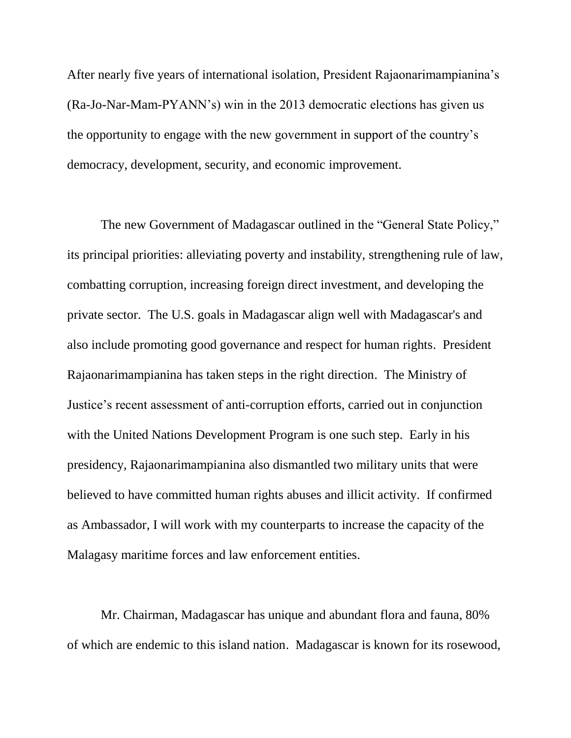After nearly five years of international isolation, President Rajaonarimampianina's (Ra-Jo-Nar-Mam-PYANN's) win in the 2013 democratic elections has given us the opportunity to engage with the new government in support of the country's democracy, development, security, and economic improvement.

The new Government of Madagascar outlined in the "General State Policy," its principal priorities: alleviating poverty and instability, strengthening rule of law, combatting corruption, increasing foreign direct investment, and developing the private sector. The U.S. goals in Madagascar align well with Madagascar's and also include promoting good governance and respect for human rights. President Rajaonarimampianina has taken steps in the right direction. The Ministry of Justice's recent assessment of anti-corruption efforts, carried out in conjunction with the United Nations Development Program is one such step. Early in his presidency, Rajaonarimampianina also dismantled two military units that were believed to have committed human rights abuses and illicit activity. If confirmed as Ambassador, I will work with my counterparts to increase the capacity of the Malagasy maritime forces and law enforcement entities.

Mr. Chairman, Madagascar has unique and abundant flora and fauna, 80% of which are endemic to this island nation. Madagascar is known for its rosewood,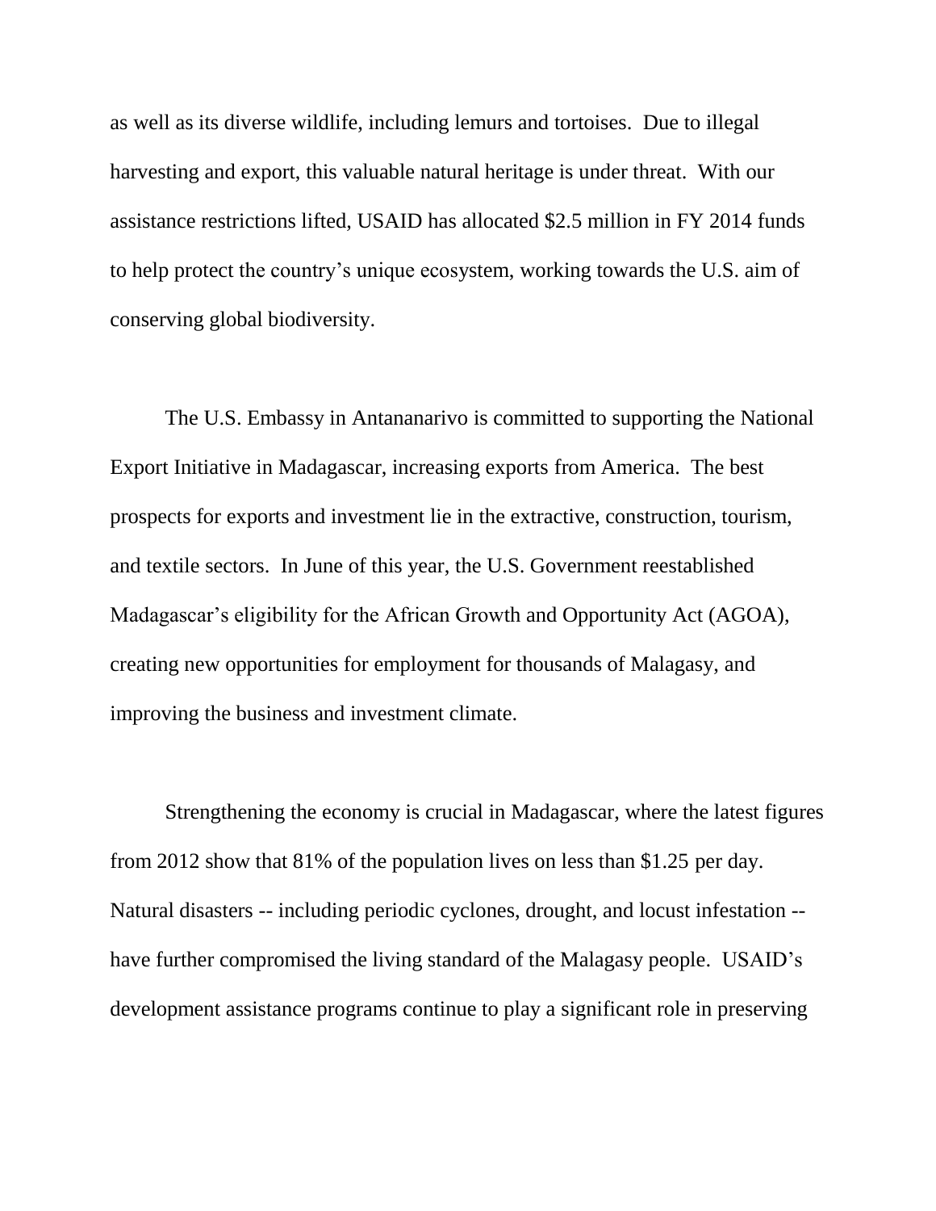as well as its diverse wildlife, including lemurs and tortoises. Due to illegal harvesting and export, this valuable natural heritage is under threat. With our assistance restrictions lifted, USAID has allocated $2.5 million in FY 2014 funds to help protect the country's unique ecosystem, working towards the U.S. aim of conserving global biodiversity.

The U.S. Embassy in Antananarivo is committed to supporting the National Export Initiative in Madagascar, increasing exports from America. The best prospects for exports and investment lie in the extractive, construction, tourism, and textile sectors. In June of this year, the U.S. Government reestablished Madagascar's eligibility for the African Growth and Opportunity Act (AGOA), creating new opportunities for employment for thousands of Malagasy, and improving the business and investment climate.

Strengthening the economy is crucial in Madagascar, where the latest figures from 2012 show that 81% of the population lives on less than $1.25 per day. Natural disasters -- including periodic cyclones, drought, and locust infestation -- have further compromised the living standard of the Malagasy people. USAID's development assistance programs continue to play a significant role in preserving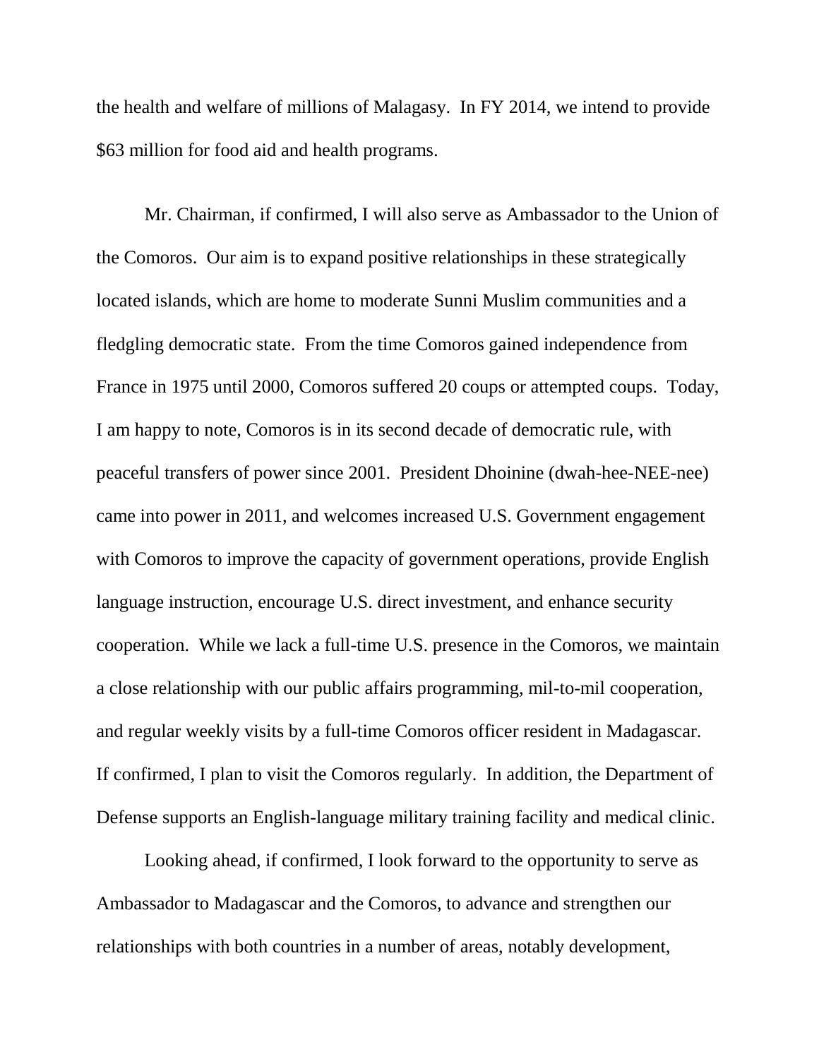the health and welfare of millions of Malagasy. In FY 2014, we intend to provide $63 million for food aid and health programs.

Mr. Chairman, if confirmed, I will also serve as Ambassador to the Union of the Comoros. Our aim is to expand positive relationships in these strategically located islands, which are home to moderate Sunni Muslim communities and a fledgling democratic state. From the time Comoros gained independence from France in 1975 until 2000, Comoros suffered 20 coups or attempted coups. Today, I am happy to note, Comoros is in its second decade of democratic rule, with peaceful transfers of power since 2001. President Dhoinine (dwah-hee-NEE-nee) came into power in 2011, and welcomes increased U.S. Government engagement with Comoros to improve the capacity of government operations, provide English language instruction, encourage U.S. direct investment, and enhance security cooperation. While we lack a full-time U.S. presence in the Comoros, we maintain a close relationship with our public affairs programming, mil-to-mil cooperation, and regular weekly visits by a full-time Comoros officer resident in Madagascar. If confirmed, I plan to visit the Comoros regularly. In addition, the Department of Defense supports an English-language military training facility and medical clinic.

Looking ahead, if confirmed, I look forward to the opportunity to serve as Ambassador to Madagascar and the Comoros, to advance and strengthen our relationships with both countries in a number of areas, notably development,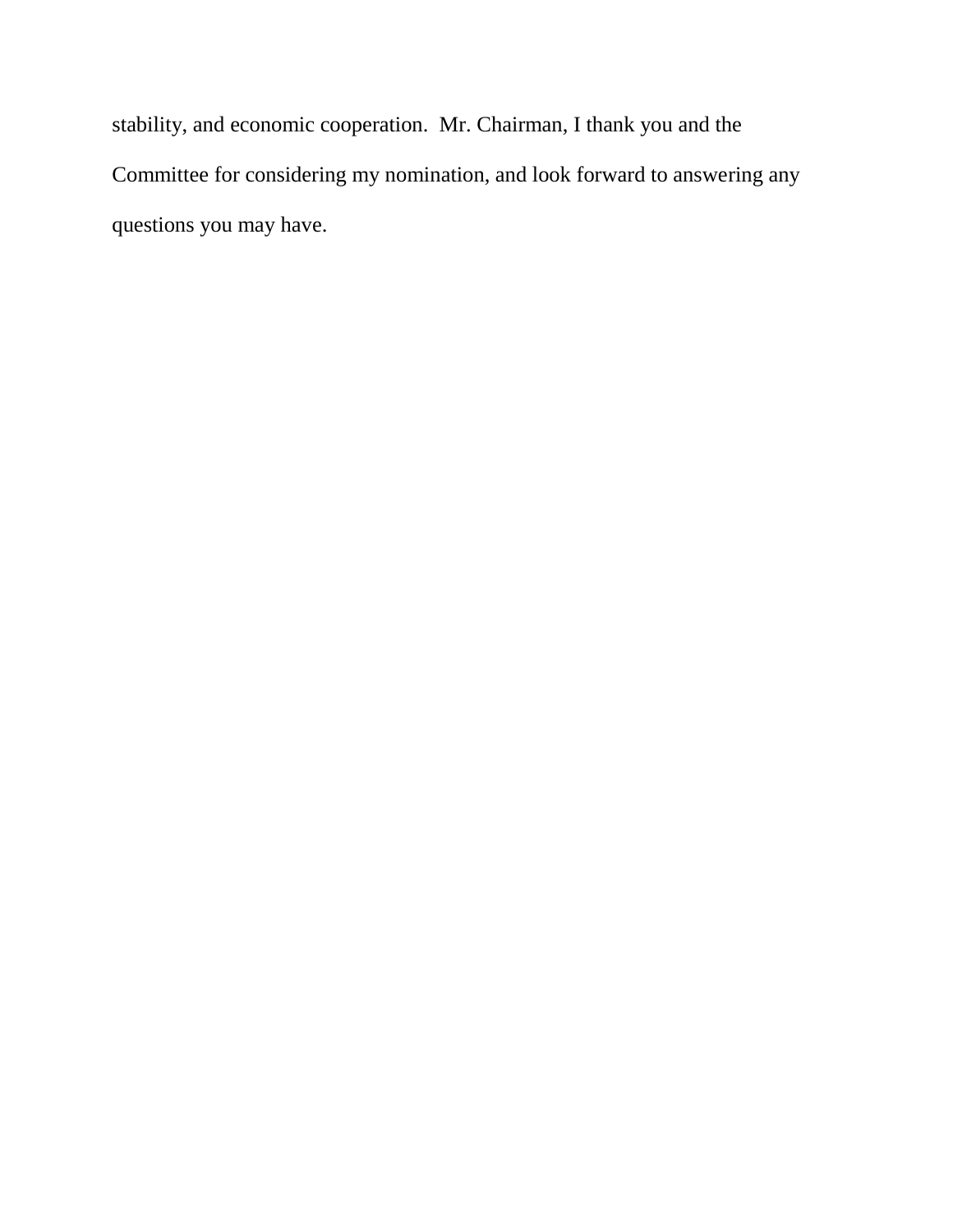stability, and economic cooperation.  Mr. Chairman, I thank you and the Committee for considering my nomination, and look forward to answering any questions you may have.